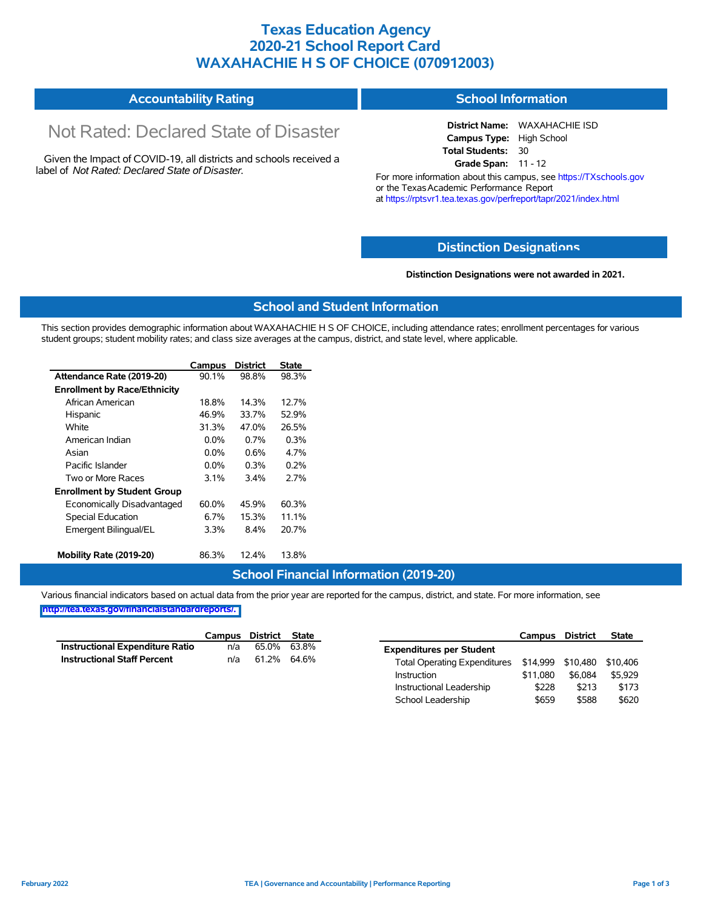# Texas Education Agency
# 2020-21 School Report Card
# WAXAHACHIE H S OF CHOICE (070912003)

## Accountability Rating

Not Rated: Declared State of Disaster

Given the Impact of COVID-19, all districts and schools received a label of *Not Rated: Declared State of Disaster*.

## School Information

**District Name:** WAXAHACHIE ISD
**Campus Type:** High School
**Total Students:** 30
**Grade Span:** 11 - 12

For more information about this campus, see https://TXschools.gov or the Texas Academic Performance Report at https://rptsvr1.tea.texas.gov/perfreport/tapr/2021/index.html

## Distinction Designations

**Distinction Designations were not awarded in 2021.**

## School and Student Information

This section provides demographic information about WAXAHACHIE H S OF CHOICE, including attendance rates; enrollment percentages for various student groups; student mobility rates; and class size averages at the campus, district, and state level, where applicable.

| | Campus | District | State |
|---|---|---|---|
| **Attendance Rate (2019-20)** | 90.1% | 98.8% | 98.3% |
| **Enrollment by Race/Ethnicity** | | | |
| African American | 18.8% | 14.3% | 12.7% |
| Hispanic | 46.9% | 33.7% | 52.9% |
| White | 31.3% | 47.0% | 26.5% |
| American Indian | 0.0% | 0.7% | 0.3% |
| Asian | 0.0% | 0.6% | 4.7% |
| Pacific Islander | 0.0% | 0.3% | 0.2% |
| Two or More Races | 3.1% | 3.4% | 2.7% |
| **Enrollment by Student Group** | | | |
| Economically Disadvantaged | 60.0% | 45.9% | 60.3% |
| Special Education | 6.7% | 15.3% | 11.1% |
| Emergent Bilingual/EL | 3.3% | 8.4% | 20.7% |
| **Mobility Rate (2019-20)** | 86.3% | 12.4% | 13.8% |

## School Financial Information (2019-20)

Various financial indicators based on actual data from the prior year are reported for the campus, district, and state. For more information, see http://tea.texas.gov/financialstandardreports/.

| | Campus | District | State |
|---|---|---|---|
| **Instructional Expenditure Ratio** | n/a | 65.0% | 63.8% |
| **Instructional Staff Percent** | n/a | 61.2% | 64.6% |

| | Campus | District | State |
|---|---|---|---|
| **Expenditures per Student** | | | |
| Total Operating Expenditures | $14,999 | $10,480 | $10,406 |
| Instruction | $11,080 | $6,084 | $5,929 |
| Instructional Leadership | $228 | $213 | $173 |
| School Leadership | $659 | $588 | $620 |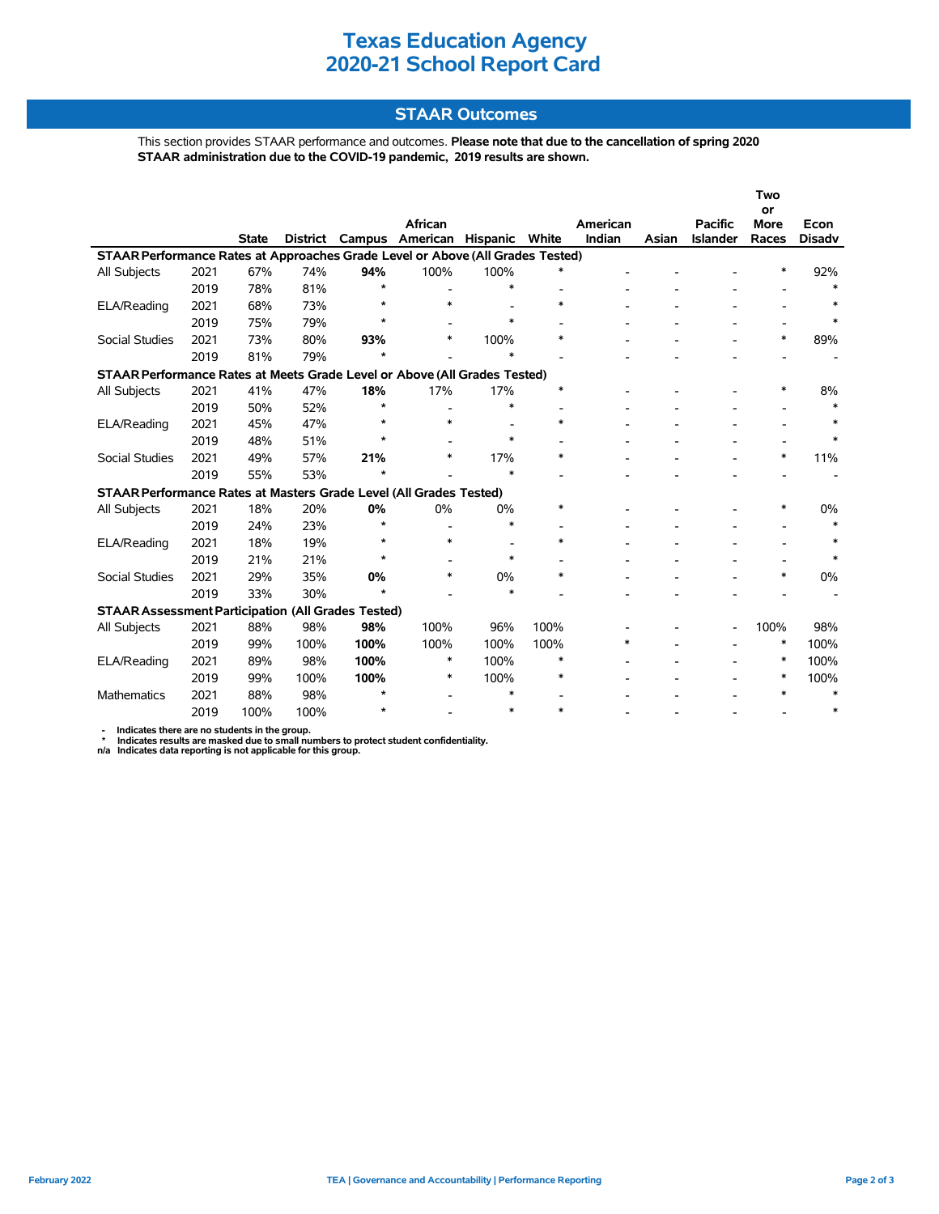# Texas Education Agency
# 2020-21 School Report Card

## STAAR Outcomes

This section provides STAAR performance and outcomes. **Please note that due to the cancellation of spring 2020 STAAR administration due to the COVID-19 pandemic, 2019 results are shown.**

| | | State | District | Campus | African American | Hispanic | White | American Indian | Asian | Pacific Islander | Two or More Races | Econ Disadv |
|---|---|---|---|---|---|---|---|---|---|---|---|---|
| **STAAR Performance Rates at Approaches Grade Level or Above (All Grades Tested)** | | | | | | | | | | | | |
| All Subjects | 2021 | 67% | 74% | **94%** | 100% | 100% | * | - | - | - | * | 92% |
| | 2019 | 78% | 81% | * | - | * | - | - | - | - | - | * |
| ELA/Reading | 2021 | 68% | 73% | * | * | - | * | - | - | - | - | * |
| | 2019 | 75% | 79% | * | - | * | - | - | - | - | - | * |
| Social Studies | 2021 | 73% | 80% | **93%** | * | 100% | * | - | - | - | * | 89% |
| | 2019 | 81% | 79% | * | - | * | - | - | - | - | - | - |
| **STAAR Performance Rates at Meets Grade Level or Above (All Grades Tested)** | | | | | | | | | | | | |
| All Subjects | 2021 | 41% | 47% | **18%** | 17% | 17% | * | - | - | - | * | 8% |
| | 2019 | 50% | 52% | * | - | * | - | - | - | - | - | * |
| ELA/Reading | 2021 | 45% | 47% | * | * | - | * | - | - | - | - | * |
| | 2019 | 48% | 51% | * | - | * | - | - | - | - | - | * |
| Social Studies | 2021 | 49% | 57% | **21%** | * | 17% | * | - | - | - | * | 11% |
| | 2019 | 55% | 53% | * | - | * | - | - | - | - | - | - |
| **STAAR Performance Rates at Masters Grade Level (All Grades Tested)** | | | | | | | | | | | | |
| All Subjects | 2021 | 18% | 20% | **0%** | 0% | 0% | * | - | - | - | * | 0% |
| | 2019 | 24% | 23% | * | - | * | - | - | - | - | - | * |
| ELA/Reading | 2021 | 18% | 19% | * | * | - | * | - | - | - | - | * |
| | 2019 | 21% | 21% | * | - | * | - | - | - | - | - | * |
| Social Studies | 2021 | 29% | 35% | **0%** | * | 0% | * | - | - | - | * | 0% |
| | 2019 | 33% | 30% | * | - | * | - | - | - | - | - | - |
| **STAAR Assessment Participation (All Grades Tested)** | | | | | | | | | | | | |
| All Subjects | 2021 | 88% | 98% | **98%** | 100% | 96% | 100% | - | - | - | 100% | 98% |
| | 2019 | 99% | 100% | **100%** | 100% | 100% | 100% | * | - | - | * | 100% |
| ELA/Reading | 2021 | 89% | 98% | **100%** | * | 100% | * | - | - | - | * | 100% |
| | 2019 | 99% | 100% | **100%** | * | 100% | * | - | - | - | * | 100% |
| Mathematics | 2021 | 88% | 98% | * | - | * | - | - | - | - | * | * |
| | 2019 | 100% | 100% | * | - | * | * | - | - | - | - | * |

- &nbsp;- Indicates there are no students in the group.
- &nbsp;* Indicates results are masked due to small numbers to protect student confidentiality.
- n/a Indicates data reporting is not applicable for this group.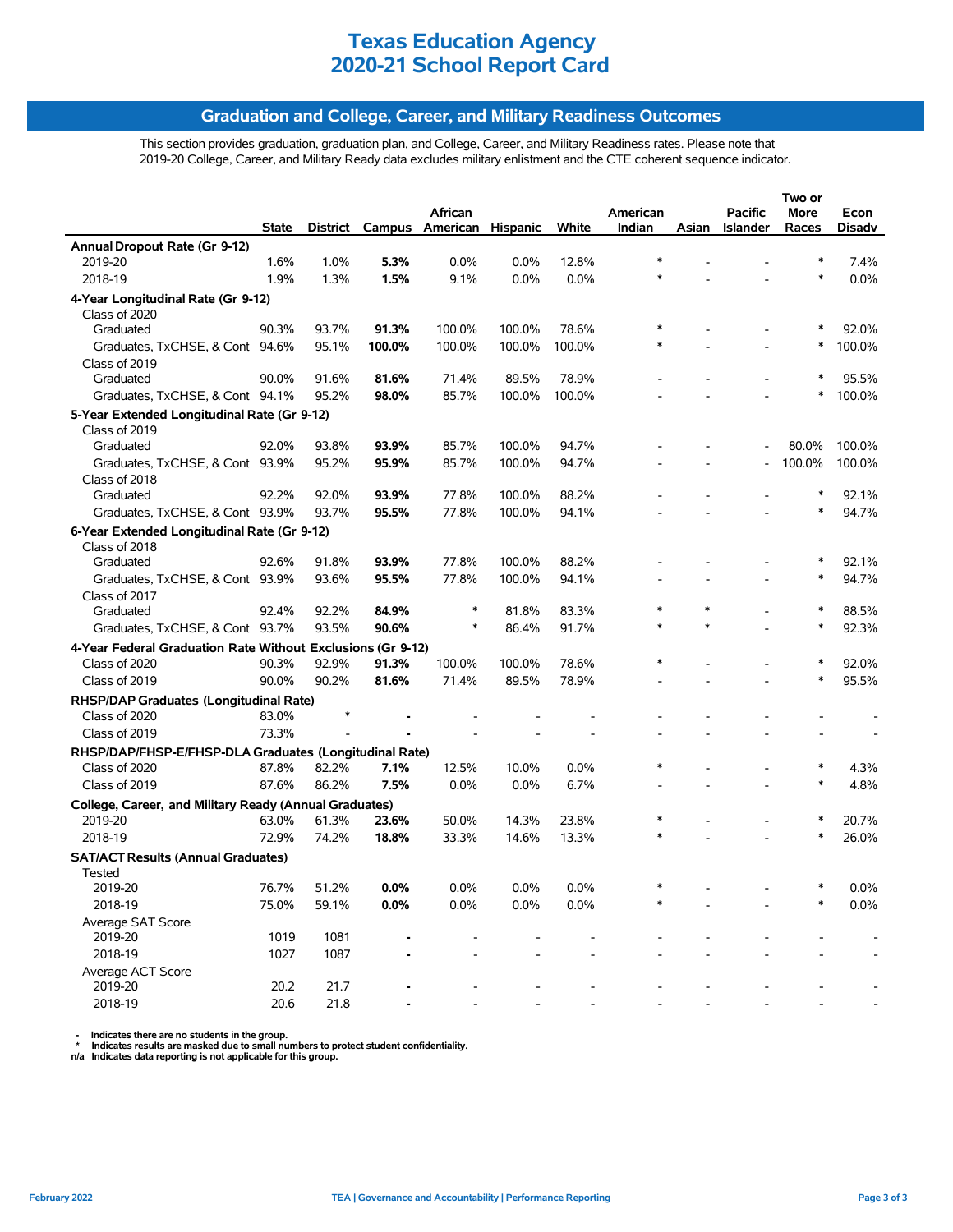# Texas Education Agency
# 2020-21 School Report Card

## Graduation and College, Career, and Military Readiness Outcomes

This section provides graduation, graduation plan, and College, Career, and Military Readiness rates. Please note that 2019-20 College, Career, and Military Ready data excludes military enlistment and the CTE coherent sequence indicator.

| | State | District | Campus | African American | Hispanic | White | American Indian | Asian | Pacific Islander | Two or More Races | Econ Disadv |
|---|---|---|---|---|---|---|---|---|---|---|---|
| **Annual Dropout Rate (Gr 9-12)** | | | | | | | | | | | |
| 2019-20 | 1.6% | 1.0% | **5.3%** | 0.0% | 0.0% | 12.8% | * | - | - | * | 7.4% |
| 2018-19 | 1.9% | 1.3% | **1.5%** | 9.1% | 0.0% | 0.0% | * | - | - | * | 0.0% |
| **4-Year Longitudinal Rate (Gr 9-12)** | | | | | | | | | | | |
| Class of 2020 | | | | | | | | | | | |
| Graduated | 90.3% | 93.7% | **91.3%** | 100.0% | 100.0% | 78.6% | * | - | - | * | 92.0% |
| Graduates, TxCHSE, & Cont | 94.6% | 95.1% | **100.0%** | 100.0% | 100.0% | 100.0% | * | - | - | * | 100.0% |
| Class of 2019 | | | | | | | | | | | |
| Graduated | 90.0% | 91.6% | **81.6%** | 71.4% | 89.5% | 78.9% | - | - | - | * | 95.5% |
| Graduates, TxCHSE, & Cont | 94.1% | 95.2% | **98.0%** | 85.7% | 100.0% | 100.0% | - | - | - | * | 100.0% |
| **5-Year Extended Longitudinal Rate (Gr 9-12)** | | | | | | | | | | | |
| Class of 2019 | | | | | | | | | | | |
| Graduated | 92.0% | 93.8% | **93.9%** | 85.7% | 100.0% | 94.7% | - | - | - | 80.0% | 100.0% |
| Graduates, TxCHSE, & Cont | 93.9% | 95.2% | **95.9%** | 85.7% | 100.0% | 94.7% | - | - | - | 100.0% | 100.0% |
| Class of 2018 | | | | | | | | | | | |
| Graduated | 92.2% | 92.0% | **93.9%** | 77.8% | 100.0% | 88.2% | - | - | - | * | 92.1% |
| Graduates, TxCHSE, & Cont | 93.9% | 93.7% | **95.5%** | 77.8% | 100.0% | 94.1% | - | - | - | * | 94.7% |
| **6-Year Extended Longitudinal Rate (Gr 9-12)** | | | | | | | | | | | |
| Class of 2018 | | | | | | | | | | | |
| Graduated | 92.6% | 91.8% | **93.9%** | 77.8% | 100.0% | 88.2% | - | - | - | * | 92.1% |
| Graduates, TxCHSE, & Cont | 93.9% | 93.6% | **95.5%** | 77.8% | 100.0% | 94.1% | - | - | - | * | 94.7% |
| Class of 2017 | | | | | | | | | | | |
| Graduated | 92.4% | 92.2% | **84.9%** | * | 81.8% | 83.3% | * | * | - | * | 88.5% |
| Graduates, TxCHSE, & Cont | 93.7% | 93.5% | **90.6%** | * | 86.4% | 91.7% | * | * | - | * | 92.3% |
| **4-Year Federal Graduation Rate Without Exclusions (Gr 9-12)** | | | | | | | | | | | |
| Class of 2020 | 90.3% | 92.9% | **91.3%** | 100.0% | 100.0% | 78.6% | * | - | - | * | 92.0% |
| Class of 2019 | 90.0% | 90.2% | **81.6%** | 71.4% | 89.5% | 78.9% | - | - | - | * | 95.5% |
| **RHSP/DAP Graduates (Longitudinal Rate)** | | | | | | | | | | | |
| Class of 2020 | 83.0% | * | **-** | - | - | - | - | - | - | - | - |
| Class of 2019 | 73.3% | - | **-** | - | - | - | - | - | - | - | - |
| **RHSP/DAP/FHSP-E/FHSP-DLA Graduates (Longitudinal Rate)** | | | | | | | | | | | |
| Class of 2020 | 87.8% | 82.2% | **7.1%** | 12.5% | 10.0% | 0.0% | * | - | - | * | 4.3% |
| Class of 2019 | 87.6% | 86.2% | **7.5%** | 0.0% | 0.0% | 6.7% | - | - | - | * | 4.8% |
| **College, Career, and Military Ready (Annual Graduates)** | | | | | | | | | | | |
| 2019-20 | 63.0% | 61.3% | **23.6%** | 50.0% | 14.3% | 23.8% | * | - | - | * | 20.7% |
| 2018-19 | 72.9% | 74.2% | **18.8%** | 33.3% | 14.6% | 13.3% | * | - | - | * | 26.0% |
| **SAT/ACT Results (Annual Graduates)** | | | | | | | | | | | |
| Tested | | | | | | | | | | | |
| 2019-20 | 76.7% | 51.2% | **0.0%** | 0.0% | 0.0% | 0.0% | * | - | - | * | 0.0% |
| 2018-19 | 75.0% | 59.1% | **0.0%** | 0.0% | 0.0% | 0.0% | * | - | - | * | 0.0% |
| Average SAT Score | | | | | | | | | | | |
| 2019-20 | 1019 | 1081 | **-** | - | - | - | - | - | - | - | - |
| 2018-19 | 1027 | 1087 | **-** | - | - | - | - | - | - | - | - |
| Average ACT Score | | | | | | | | | | | |
| 2019-20 | 20.2 | 21.7 | **-** | - | - | - | - | - | - | - | - |
| 2018-19 | 20.6 | 21.8 | **-** | - | - | - | - | - | - | - | - |

**-** Indicates there are no students in the group.
**\*** Indicates results are masked due to small numbers to protect student confidentiality.
**n/a** Indicates data reporting is not applicable for this group.